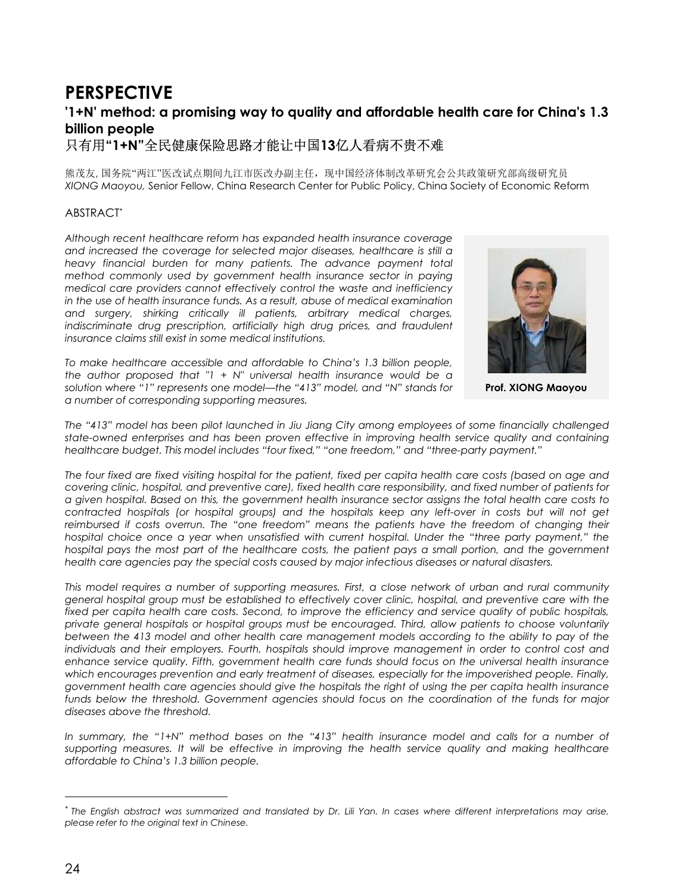# PERSPECTIVE

## '1+N' method: a promising way to quality and affordable health care for China's 1.3 billion people

## 只有用**"1+N"**全民健康保险思路才能让中国**13**亿人看病不贵不难

熊茂友, 国务院"两江"医改试点期间九江市医改办副主任，现中国经济体制改革研究会公共政策研究部高级研究员
*XIONG Maoyou,* Senior Fellow, China Research Center for Public Policy, China Society of Economic Reform

ABSTRACT*

*Although recent healthcare reform has expanded health insurance coverage and increased the coverage for selected major diseases, healthcare is still a heavy financial burden for many patients. The advance payment total method commonly used by government health insurance sector in paying medical care providers cannot effectively control the waste and inefficiency in the use of health insurance funds. As a result, abuse of medical examination and surgery, shirking critically ill patients, arbitrary medical charges, indiscriminate drug prescription, artificially high drug prices, and fraudulent insurance claims still exist in some medical institutions.*

*To make healthcare accessible and affordable to China's 1.3 billion people, the author proposed that "1 + N" universal health insurance would be a solution where "1" represents one model—the "413" model, and "N" stands for a number of corresponding supporting measures.*

**Prof. XIONG Maoyou**

*The "413" model has been pilot launched in Jiu Jiang City among employees of some financially challenged state-owned enterprises and has been proven effective in improving health service quality and containing healthcare budget. This model includes "four fixed," "one freedom," and "three-party payment."*

*The four fixed are fixed visiting hospital for the patient, fixed per capita health care costs (based on age and covering clinic, hospital, and preventive care), fixed health care responsibility, and fixed number of patients for a given hospital. Based on this, the government health insurance sector assigns the total health care costs to contracted hospitals (or hospital groups) and the hospitals keep any left-over in costs but will not get reimbursed if costs overrun. The "one freedom" means the patients have the freedom of changing their hospital choice once a year when unsatisfied with current hospital. Under the "three party payment," the hospital pays the most part of the healthcare costs, the patient pays a small portion, and the government health care agencies pay the special costs caused by major infectious diseases or natural disasters.*

*This model requires a number of supporting measures. First, a close network of urban and rural community general hospital group must be established to effectively cover clinic, hospital, and preventive care with the fixed per capita health care costs. Second, to improve the efficiency and service quality of public hospitals, private general hospitals or hospital groups must be encouraged. Third, allow patients to choose voluntarily between the 413 model and other health care management models according to the ability to pay of the individuals and their employers. Fourth, hospitals should improve management in order to control cost and enhance service quality. Fifth, government health care funds should focus on the universal health insurance which encourages prevention and early treatment of diseases, especially for the impoverished people. Finally, government health care agencies should give the hospitals the right of using the per capita health insurance funds below the threshold. Government agencies should focus on the coordination of the funds for major diseases above the threshold.*

*In summary, the "1+N" method bases on the "413" health insurance model and calls for a number of supporting measures. It will be effective in improving the health service quality and making healthcare affordable to China's 1.3 billion people.*

---

\* *The English abstract was summarized and translated by Dr. Lili Yan. In cases where different interpretations may arise, please refer to the original text in Chinese.*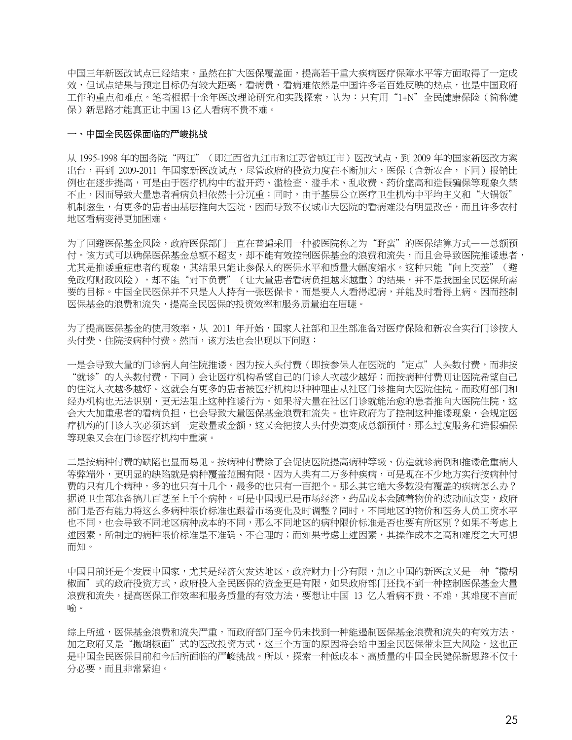中国三年新医改试点已经结束，虽然在扩大医保覆盖面，提高若干重大疾病医疗保障水平等方面取得了一定成效，但试点结果与预定目标仍有较大距离，看病贵、看病难依然是中国许多老百姓反映的热点，也是中国政府工作的重点和难点。笔者根据十余年医改理论研究和实践探索，认为：只有用"1+N"全民健康保险（简称健保）新思路才能真正让中国 13 亿人看病不贵不难。

## 一、中国全民医保面临的严峻挑战

从 1995-1998 年的国务院"两江"（即江西省九江市和江苏省镇江市）医改试点，到 2009 年的国家新医改方案出台，再到 2009-2011 年国家新医改试点，尽管政府的投资力度在不断加大，医保（含新农合，下同）报销比例也在逐步提高，可是由于医疗机构中的滥开药、滥检查、滥手术、乱收费、药价虚高和造假骗保等现象久禁不止，因而导致大量患者看病负担依然十分沉重；同时，由于基层公立医疗卫生机构中平均主义和"大锅饭"机制滋生，有更多的患者由基层推向大医院，因而导致不仅城市大医院的看病难没有明显改善，而且许多农村地区看病变得更加困难。

为了回避医保基金风险，政府医保部门一直在普遍采用一种被医院称之为"野蛮"的医保结算方式——总额预付。该方式可以确保医保基金总额不超支，却不能有效控制医保基金的浪费和流失，而且会导致医院推诿患者，尤其是推诿重症患者的现象，其结果只能让参保人的医保水平和质量大幅度缩水。这种只能"向上交差"（避免政府财政风险），却不能"对下负责"（让大量患者看病负担越来越重）的结果，并不是我国全民医保所需要的目标。中国全民医保并不只是人人持有一张医保卡，而是要人人看得起病，并能及时看得上病。因而控制医保基金的浪费和流失，提高全民医保的投资效率和服务质量迫在眉睫。

为了提高医保基金的使用效率，从 2011 年开始，国家人社部和卫生部准备对医疗保险和新农合实行门诊按人头付费、住院按病种付费。然而，该方法也会出现以下问题：

一是会导致大量的门诊病人向住院推诿。因为按人头付费（即按参保人在医院的"定点"人头数付费，而非按"就诊"的人头数付费，下同）会让医疗机构希望自己的门诊人次越少越好；而按病种付费则让医院希望自己的住院人次越多越好。这就会有更多的患者被医疗机构以种种理由从社区门诊推向大医院住院。而政府部门和经办机构也无法识别，更无法阻止这种推诿行为。如果将大量在社区门诊就能治愈的患者推向大医院住院，这会大大加重患者的看病负担，也会导致大量医保基金浪费和流失。也许政府为了控制这种推诿现象，会规定医疗机构的门诊人次必须达到一定数量或金额，这又会把按人头付费演变成总额预付，那么过度服务和造假骗保等现象又会在门诊医疗机构中重演。

二是按病种付费的缺陷也显而易见。按病种付费除了会促使医院提高病种等级、伪造就诊病例和推诿危重病人等弊端外，更明显的缺陷就是病种覆盖范围有限。因为人类有二万多种疾病，可是现在不少地方实行按病种付费的只有几个病种，多的也只有十几个，最多的也只有一百把个。那么其它绝大多数没有覆盖的疾病怎么办？据说卫生部准备搞几百甚至上千个病种。可是中国现已是市场经济，药品成本会随着物价的波动而改变，政府部门是否有能力将这么多病种限价标准也跟着市场变化及时调整？同时，不同地区的物价和医务人员工资水平也不同，也会导致不同地区病种成本的不同，那么不同地区的病种限价标准是否也要有所区别？如果不考虑上述因素，所制定的病种限价标准是不准确、不合理的；而如果考虑上述因素，其操作成本之高和难度之大可想而知。

中国目前还是个发展中国家，尤其是经济欠发达地区，政府财力十分有限，加之中国的新医改又是一种"撒胡椒面"式的政府投资方式，政府投入全民医保的资金更是有限，如果政府部门还找不到一种控制医保基金大量浪费和流失，提高医保工作效率和服务质量的有效方法，要想让中国 13 亿人看病不贵、不难，其难度不言而喻。

综上所述，医保基金浪费和流失严重，而政府部门至今仍未找到一种能遏制医保基金浪费和流失的有效方法，加之政府又是"撒胡椒面"式的医改投资方式，这三个方面的原因将会给中国全民医保带来巨大风险，这也正是中国全民医保目前和今后所面临的严峻挑战。所以，探索一种低成本、高质量的中国全民健保新思路不仅十分必要，而且非常紧迫。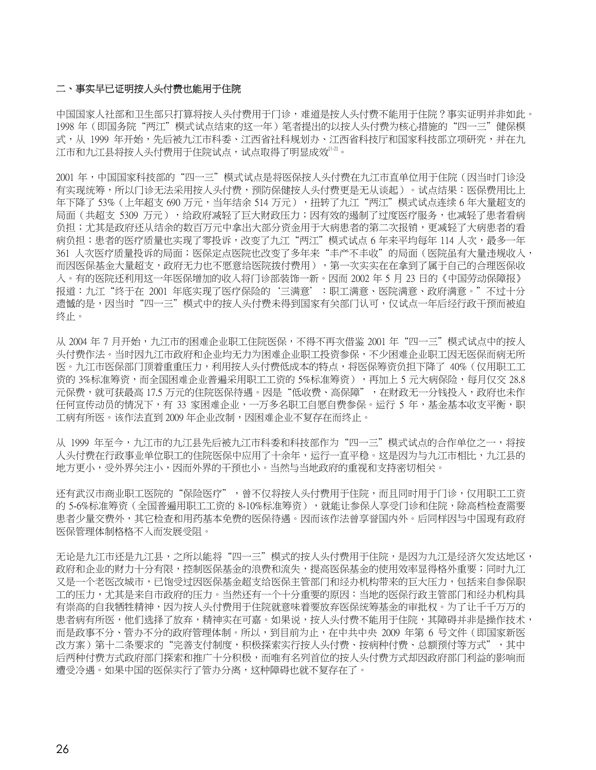## 二、事实早已证明按人头付费也能用于住院

中国国家人社部和卫生部只打算将按人头付费用于门诊，难道是按人头付费不能用于住院？事实证明并非如此。1998 年（即国务院"两江"模式试点结束的这一年）笔者提出的以按人头付费为核心措施的"四一三"健保模式，从 1999 年开始，先后被九江市科委、江西省社科规划办、江西省科技厅和国家科技部立项研究，并在九江市和九江县将按人头付费用于住院试点，试点取得了明显成效[1-2]。

2001 年，中国国家科技部的"四一三"模式试点是将医保按人头付费在九江市直单位用于住院（因当时门诊没有实现统筹，所以门诊无法采用按人头付费，预防保健按人头付费更是无从谈起）。试点结果：医保费用比上年下降了 53%（上年超支 690 万元，当年结余 514 万元），扭转了九江"两江"模式试点连续 6 年大量超支的局面（共超支 5309 万元），给政府减轻了巨大财政压力；因有效的遏制了过度医疗服务，也减轻了患者看病负担；尤其是政府还从结余的数百万元中拿出大部分资金用于大病患者的第二次报销，更减轻了大病患者的看病负担；患者的医疗质量也实现了零投诉，改变了九江"两江"模式试点 6 年来平均每年 114 人次，最多一年 361 人次医疗质量投诉的局面；医保定点医院也改变了多年来"丰产不丰收"的局面（医院虽有大量违规收入，而因医保基金大量超支，政府无力也不愿意给医院拨付费用），第一次实实在在拿到了属于自己的合理医保收入。有的医院还利用这一年医保增加的收入将门诊部装饰一新。因而 2002 年 5 月 23 日的《中国劳动保障报》报道：九江"终于在 2001 年底实现了医疗保险的'三满意'：职工满意、医院满意、政府满意。"不过十分遗憾的是，因当时"四一三"模式中的按人头付费未得到国家有关部门认可，仅试点一年后经行政干预而被迫终止。

从 2004 年 7 月开始，九江市的困难企业职工住院医保，不得不再次借鉴 2001 年"四一三"模式试点中的按人头付费作法。当时因九江市政府和企业均无力为困难企业职工投资参保，不少困难企业职工因无医保而病无所医。九江市医保部门顶着重重压力，利用按人头付费低成本的特点，将医保筹资负担下降了 40%（仅用职工工资的 3%标准筹资，而全国困难企业普遍采用职工工资的 5%标准筹资），再加上 5 元大病保险，每月仅交 28.8 元保费，就可获最高 17.5 万元的住院医保待遇。因是"低收费、高保障"，在财政无一分钱投入，政府也未作任何宣传动员的情况下，有 33 家困难企业，一万多名职工自愿自费参保。运行 5 年，基金基本收支平衡，职工病有所医。该作法直到 2009 年企业改制，因困难企业不复存在而终止。

从 1999 年至今，九江市的九江县先后被九江市科委和科技部作为"四一三"模式试点的合作单位之一，将按人头付费在行政事业单位职工的住院医保中应用了十余年，运行一直平稳。这是因为与九江市相比，九江县的地方更小，受外界关注小，因而外界的干预也小。当然与当地政府的重视和支持密切相关。

还有武汉市商业职工医院的"保险医疗"，曾不仅将按人头付费用于住院，而且同时用于门诊，仅用职工工资的 5-6%标准筹资（全国普遍用职工工资的 8-10%标准筹资），就能让参保人享受门诊和住院，除高档检查需要患者少量交费外，其它检查和用药基本免费的医保待遇。因而该作法曾享誉国内外。后同样因与中国现有政府医保管理体制格格不入而发展受阻。

无论是九江市还是九江县，之所以能将"四一三"模式的按人头付费用于住院，是因为九江是经济欠发达地区，政府和企业的财力十分有限，控制医保基金的浪费和流失，提高医保基金的使用效率显得格外重要；同时九江又是一个老医改城市，已饱受过因医保基金超支给医保主管部门和经办机构带来的巨大压力，包括来自参保职工的压力，尤其是来自市政府的压力。当然还有一个十分重要的原因：当地的医保行政主管部门和经办机构具有崇高的自我牺牲精神，因为按人头付费用于住院就意味着要放弃医保统筹基金的审批权。为了让千千万万的患者病有所医，他们选择了放弃，精神实在可嘉。如果说，按人头付费不能用于住院，其障碍并非是操作技术，而是政事不分、管办不分的政府管理体制。所以，到目前为止，在中共中央 2009 年第 6 号文件（即国家新医改方案）第十二条要求的"完善支付制度，积极探索实行按人头付费、按病种付费、总额预付等方式"，其中后两种付费方式政府部门探索和推广十分积极，而唯有名列首位的按人头付费方式却因政府部门利益的影响而遭受冷遇。如果中国的医保实行了管办分离，这种障碍也就不复存在了。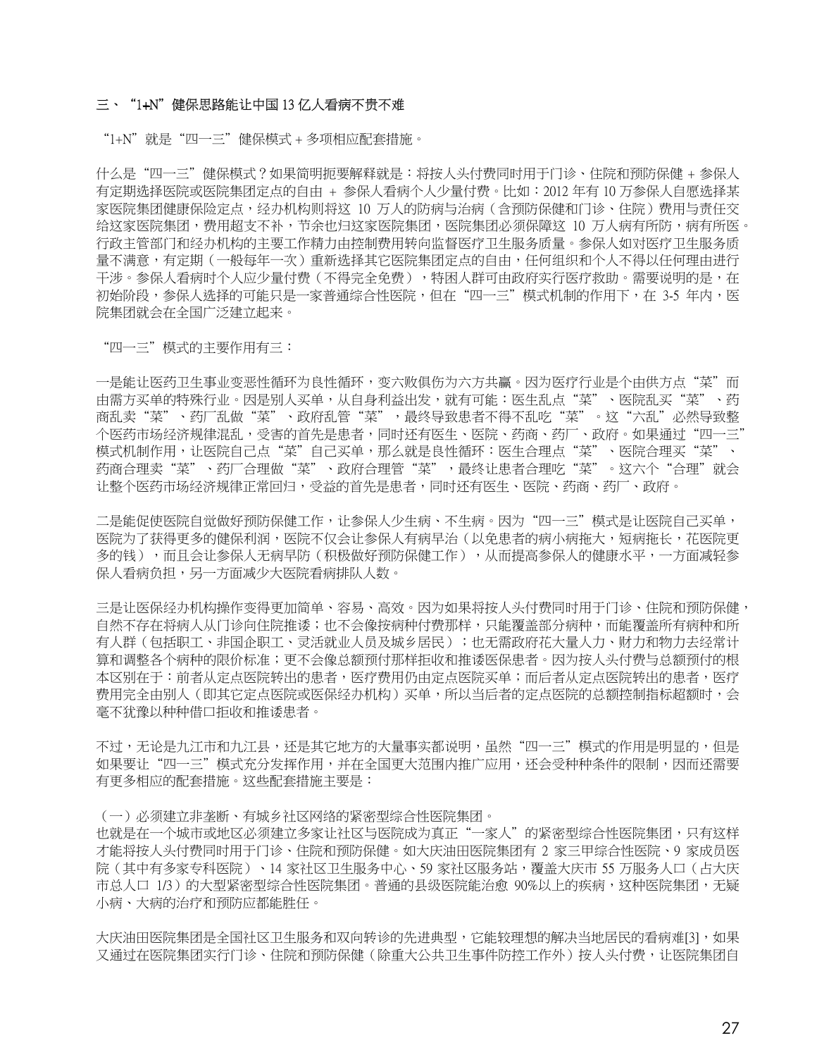## 三、"1+N"健保思路能让中国 13 亿人看病不贵不难

"1+N"就是"四一三"健保模式 + 多项相应配套措施。

什么是"四一三"健保模式？如果简明扼要解释就是：将按人头付费同时用于门诊、住院和预防保健 + 参保人有定期选择医院或医院集团定点的自由 + 参保人看病个人少量付费。比如：2012 年有 10 万参保人自愿选择某家医院集团健康保险定点，经办机构则将这 10 万人的防病与治病（含预防保健和门诊、住院）费用与责任交给这家医院集团，费用超支不补，节余也归这家医院集团，医院集团必须保障这 10 万人病有所防，病有所医。行政主管部门和经办机构的主要工作精力由控制费用转向监督医疗卫生服务质量。参保人如对医疗卫生服务质量不满意，有定期（一般每年一次）重新选择其它医院集团定点的自由，任何组织和个人不得以任何理由进行干涉。参保人看病时个人应少量付费（不得完全免费），特困人群可由政府实行医疗救助。需要说明的是，在初始阶段，参保人选择的可能只是一家普通综合性医院，但在"四一三"模式机制的作用下，在 3-5 年内，医院集团就会在全国广泛建立起来。

"四一三"模式的主要作用有三：

一是能让医药卫生事业变恶性循环为良性循环，变六败俱伤为六方共赢。因为医疗行业是个由供方点"菜"而由需方买单的特殊行业。因是别人买单，从自身利益出发，就有可能：医生乱点"菜"、医院乱买"菜"、药商乱卖"菜"、药厂乱做"菜"、政府乱管"菜"，最终导致患者不得不乱吃"菜"。这"六乱"必然导致整个医药市场经济规律混乱，受害的首先是患者，同时还有医生、医院、药商、药厂、政府。如果通过"四一三"模式机制作用，让医院自己点"菜"自己买单，那么就是良性循环：医生合理点"菜"、医院合理买"菜"、药商合理卖"菜"、药厂合理做"菜"、政府合理管"菜"，最终让患者合理吃"菜"。这六个"合理"就会让整个医药市场经济规律正常回归，受益的首先是患者，同时还有医生、医院、药商、药厂、政府。

二是能促使医院自觉做好预防保健工作，让参保人少生病、不生病。因为"四一三"模式是让医院自己买单，医院为了获得更多的健保利润，医院不仅会让参保人有病早治（以免患者的病小病拖大，短病拖长，花医院更多的钱），而且会让参保人无病早防（积极做好预防保健工作），从而提高参保人的健康水平，一方面减轻参保人看病负担，另一方面减少大医院看病排队人数。

三是让医保经办机构操作变得更加简单、容易、高效。因为如果将按人头付费同时用于门诊、住院和预防保健，自然不存在将病人从门诊向住院推诿；也不会像按病种付费那样，只能覆盖部分病种，而能覆盖所有病种和所有人群（包括职工、非国企职工、灵活就业人员及城乡居民）；也无需政府花大量人力、财力和物力去经常计算和调整各个病种的限价标准；更不会像总额预付那样拒收和推诿医保患者。因为按人头付费与总额预付的根本区别在于：前者从定点医院转出的患者，医疗费用仍由定点医院买单；而后者从定点医院转出的患者，医疗费用完全由别人（即其它定点医院或医保经办机构）买单，所以当后者的定点医院的总额控制指标超额时，会毫不犹豫以种种借口拒收和推诿患者。

不过，无论是九江市和九江县，还是其它地方的大量事实都说明，虽然"四一三"模式的作用是明显的，但是如果要让"四一三"模式充分发挥作用，并在全国更大范围内推广应用，还会受种种条件的限制，因而还需要有更多相应的配套措施。这些配套措施主要是：

（一）必须建立非垄断、有城乡社区网络的紧密型综合性医院集团。
也就是在一个城市或地区必须建立多家让社区与医院成为真正"一家人"的紧密型综合性医院集团，只有这样才能将按人头付费同时用于门诊、住院和预防保健。如大庆油田医院集团有 2 家三甲综合性医院、9 家成员医院（其中有多家专科医院）、14 家社区卫生服务中心、59 家社区服务站，覆盖大庆市 55 万服务人口（占大庆市总人口 1/3）的大型紧密型综合性医院集团。普通的县级医院能治愈 90%以上的疾病，这种医院集团，无疑小病、大病的治疗和预防应都能胜任。

大庆油田医院集团是全国社区卫生服务和双向转诊的先进典型，它能较理想的解决当地居民的看病难[3]，如果又通过在医院集团实行门诊、住院和预防保健（除重大公共卫生事件防控工作外）按人头付费，让医院集团自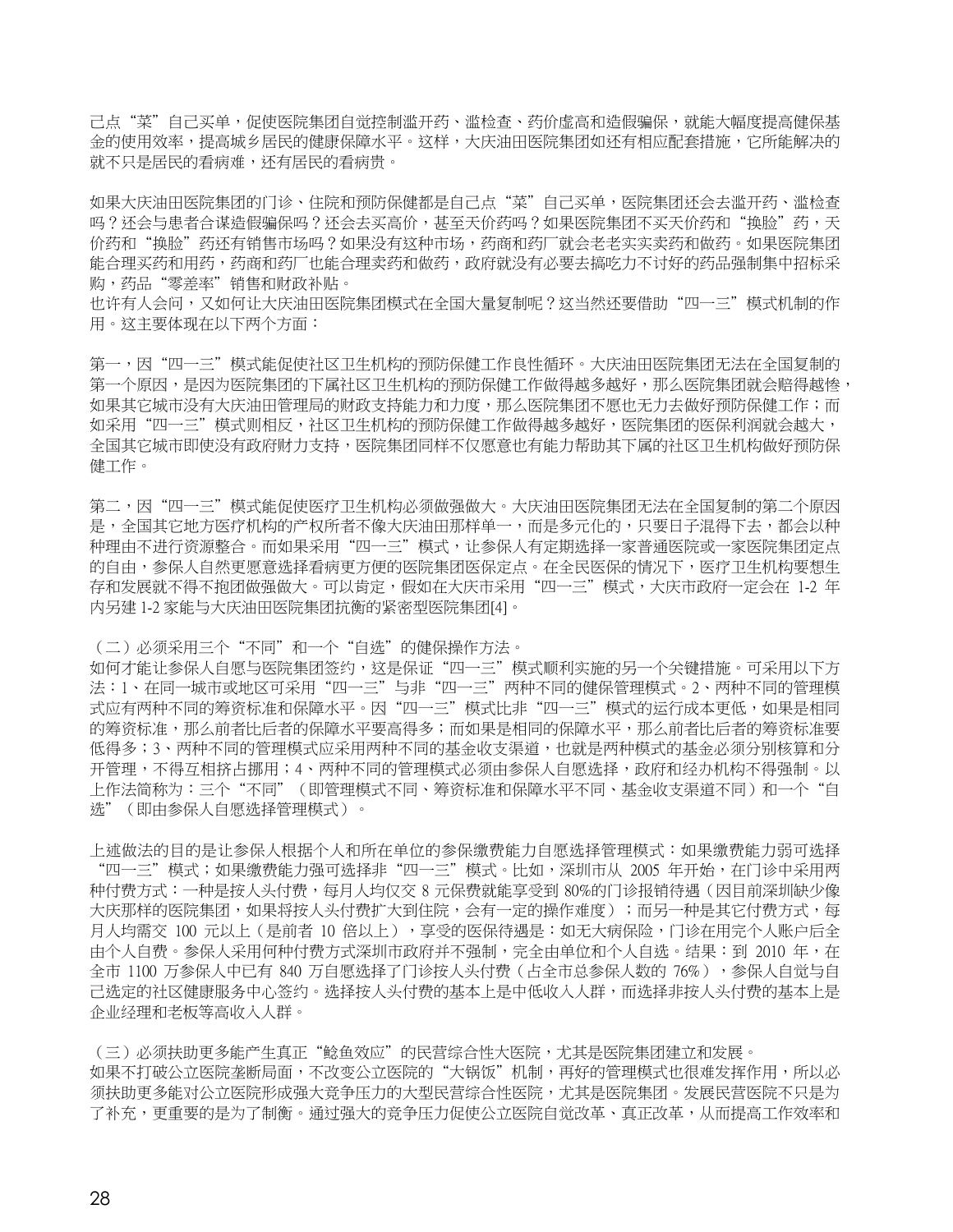己点"菜"自己买单，促使医院集团自觉控制滥开药、滥检查、药价虚高和造假骗保，就能大幅度提高健保基金的使用效率，提高城乡居民的健康保障水平。这样，大庆油田医院集团如还有相应配套措施，它所能解决的就不只是居民的看病难，还有居民的看病贵。

如果大庆油田医院集团的门诊、住院和预防保健都是自己点"菜"自己买单，医院集团还会去滥开药、滥检查吗？还会与患者合谋造假骗保吗？还会去买高价，甚至天价药吗？如果医院集团不买天价药和"换脸"药，天价药和"换脸"药还有销售市场吗？如果没有这种市场，药商和药厂就会老老实实卖药和做药。如果医院集团能合理买药和用药，药商和药厂也能合理卖药和做药，政府就没有必要去搞吃力不讨好的药品强制集中招标采购，药品"零差率"销售和财政补贴。

也许有人会问，又如何让大庆油田医院集团模式在全国大量复制呢？这当然还要借助"四一三"模式机制的作用。这主要体现在以下两个方面：

第一，因"四一三"模式能促使社区卫生机构的预防保健工作良性循环。大庆油田医院集团无法在全国复制的第一个原因，是因为医院集团的下属社区卫生机构的预防保健工作做得越多越好，那么医院集团就会赔得越惨，如果其它城市没有大庆油田管理局的财政支持能力和力度，那么医院集团不愿也无力去做好预防保健工作；而如采用"四一三"模式则相反，社区卫生机构的预防保健工作做得越多越好，医院集团的医保利润就会越大，全国其它城市即使没有政府财力支持，医院集团同样不仅愿意也有能力帮助其下属的社区卫生机构做好预防保健工作。

第二，因"四一三"模式能促使医疗卫生机构必须做强做大。大庆油田医院集团无法在全国复制的第二个原因是，全国其它地方医疗机构的产权所者不像大庆油田那样单一，而是多元化的，只要日子混得下去，都会以种种理由不进行资源整合。而如果采用"四一三"模式，让参保人有定期选择一家普通医院或一家医院集团定点的自由，参保人自然更愿意选择看病更方便的医院集团医保定点。在全民医保的情况下，医疗卫生机构要想生存和发展就不得不抱团做强做大。可以肯定，假如在大庆市采用"四一三"模式，大庆市政府一定会在 1-2 年内另建 1-2 家能与大庆油田医院集团抗衡的紧密型医院集团[4]。

（二）必须采用三个"不同"和一个"自选"的健保操作方法。

如何才能让参保人自愿与医院集团签约，这是保证"四一三"模式顺利实施的另一个关键措施。可采用以下方法：1、在同一城市或地区可采用"四一三"与非"四一三"两种不同的健保管理模式。2、两种不同的管理模式应有两种不同的筹资标准和保障水平。因"四一三"模式比非"四一三"模式的运行成本更低，如果是相同的筹资标准，那么前者比后者的保障水平要高得多；而如果是相同的保障水平，那么前者比后者的筹资标准要低得多；3、两种不同的管理模式应采用两种不同的基金收支渠道，也就是两种模式的基金必须分别核算和分开管理，不得互相挤占挪用；4、两种不同的管理模式必须由参保人自愿选择，政府和经办机构不得强制。以上作法简称为：三个"不同"（即管理模式不同、筹资标准和保障水平不同、基金收支渠道不同）和一个"自选"（即由参保人自愿选择管理模式）。

上述做法的目的是让参保人根据个人和所在单位的参保缴费能力自愿选择管理模式：如果缴费能力弱可选择"四一三"模式；如果缴费能力强可选择非"四一三"模式。比如，深圳市从 2005 年开始，在门诊中采用两种付费方式：一种是按人头付费，每月人均仅交 8 元保费就能享受到 80%的门诊报销待遇（因目前深圳缺少像大庆那样的医院集团，如果将按人头付费扩大到住院，会有一定的操作难度）；而另一种是其它付费方式，每月人均需交 100 元以上（是前者 10 倍以上），享受的医保待遇是：如无大病保险，门诊在用完个人账户后全由个人自费。参保人采用何种付费方式深圳市政府并不强制，完全由单位和个人自选。结果：到 2010 年，在全市 1100 万参保人中已有 840 万自愿选择了门诊按人头付费（占全市总参保人数的 76%），参保人自觉与自己选定的社区健康服务中心签约。选择按人头付费的基本上是中低收入人群，而选择非按人头付费的基本上是企业经理和老板等高收入人群。

（三）必须扶助更多能产生真正"鲶鱼效应"的民营综合性大医院，尤其是医院集团建立和发展。

如果不打破公立医院垄断局面，不改变公立医院的"大锅饭"机制，再好的管理模式也很难发挥作用，所以必须扶助更多能对公立医院形成强大竞争压力的大型民营综合性医院，尤其是医院集团。发展民营医院不只是为了补充，更重要的是为了制衡。通过强大的竞争压力促使公立医院自觉改革、真正改革，从而提高工作效率和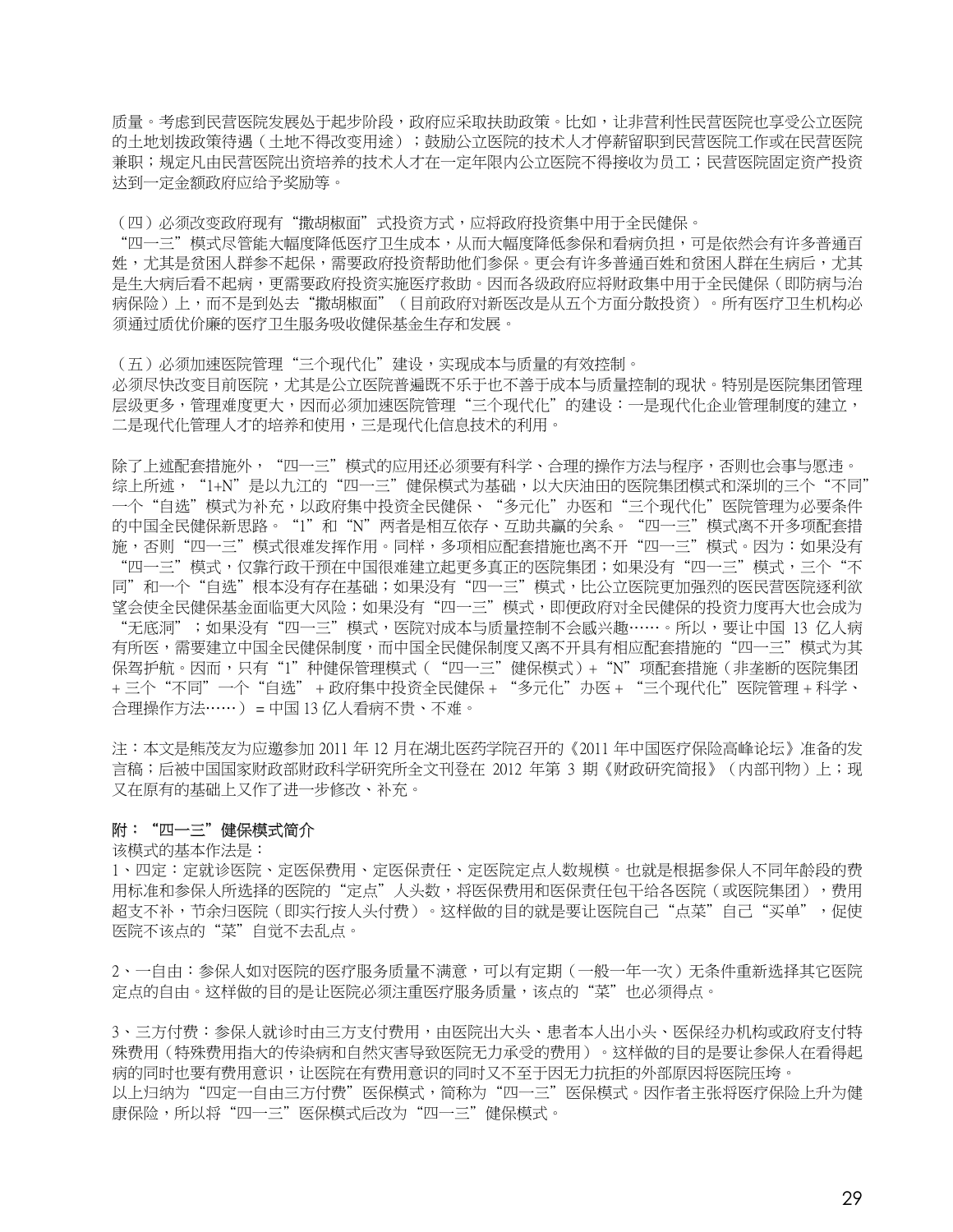质量。考虑到民营医院发展处于起步阶段，政府应采取扶助政策。比如，让非营利性民营医院也享受公立医院的土地划拨政策待遇（土地不得改变用途）；鼓励公立医院的技术人才停薪留职到民营医院工作或在民营医院兼职；规定凡由民营医院出资培养的技术人才在一定年限内公立医院不得接收为员工；民营医院固定资产投资达到一定金额政府应给予奖励等。

（四）必须改变政府现有"撒胡椒面"式投资方式，应将政府投资集中用于全民健保。
"四一三"模式尽管能大幅度降低医疗卫生成本，从而大幅度降低参保和看病负担，可是依然会有许多普通百姓，尤其是贫困人群参不起保，需要政府投资帮助他们参保。更会有许多普通百姓和贫困人群在生病后，尤其是生大病后看不起病，更需要政府投资实施医疗救助。因而各级政府应将财政集中用于全民健保（即防病与治病保险）上，而不是到处去"撒胡椒面"（目前政府对新医改是从五个方面分散投资）。所有医疗卫生机构必须通过质优价廉的医疗卫生服务吸收健保基金生存和发展。

（五）必须加速医院管理"三个现代化"建设，实现成本与质量的有效控制。
必须尽快改变目前医院，尤其是公立医院普遍既不乐于也不善于成本与质量控制的现状。特别是医院集团管理层级更多，管理难度更大，因而必须加速医院管理"三个现代化"的建设：一是现代化企业管理制度的建立，二是现代化管理人才的培养和使用，三是现代化信息技术的利用。

除了上述配套措施外，"四一三"模式的应用还必须要有科学、合理的操作方法与程序，否则也会事与愿违。综上所述，"1+N"是以九江的"四一三"健保模式为基础，以大庆油田的医院集团模式和深圳的三个"不同"一个"自选"模式为补充，以政府集中投资全民健保、"多元化"办医和"三个现代化"医院管理为必要条件的中国全民健保新思路。"1"和"N"两者是相互依存、互助共赢的关系。"四一三"模式离不开多项配套措施，否则"四一三"模式很难发挥作用。同样，多项相应配套措施也离不开"四一三"模式。因为：如果没有"四一三"模式，仅靠行政干预在中国很难建立起更多真正的医院集团；如果没有"四一三"模式，三个"不同"和一个"自选"根本没有存在基础；如果没有"四一三"模式，比公立医院更加强烈的民营医院逐利欲望会使全民健保基金面临更大风险；如果没有"四一三"模式，即便政府对全民健保的投资力度再大也会成为"无底洞"；如果没有"四一三"模式，医院对成本与质量控制不会感兴趣……。所以，要让中国 13 亿人病有所医，需要建立中国全民健保制度，而中国全民健保制度又离不开具有相应配套措施的"四一三"模式为其保驾护航。因而，只有"1"种健保管理模式（"四一三"健保模式）+"N"项配套措施（非垄断的医院集团 + 三个"不同"一个"自选" + 政府集中投资全民健保 + "多元化"办医 + "三个现代化"医院管理 + 科学、合理操作方法……）= 中国 13 亿人看病不贵、不难。

注：本文是熊茂友为应邀参加 2011 年 12 月在湖北医药学院召开的《2011 年中国医疗保险高峰论坛》准备的发言稿；后被中国国家财政部财政科学研究所全文刊登在 2012 年第 3 期《财政研究简报》（内部刊物）上；现又在原有的基础上又作了进一步修改、补充。

**附："四一三"健保模式简介**

该模式的基本作法是：

1、四定：定就诊医院、定医保费用、定医保责任、定医院定点人数规模。也就是根据参保人不同年龄段的费用标准和参保人所选择的医院的"定点"人头数，将医保费用和医保责任包干给各医院（或医院集团），费用超支不补，节余归医院（即实行按人头付费）。这样做的目的就是要让医院自己"点菜"自己"买单"，促使医院不该点的"菜"自觉不去乱点。

2、一自由：参保人如对医院的医疗服务质量不满意，可以有定期（一般一年一次）无条件重新选择其它医院定点的自由。这样做的目的是让医院必须注重医疗服务质量，该点的"菜"也必须得点。

3、三方付费：参保人就诊时由三方支付费用，由医院出大头、患者本人出小头、医保经办机构或政府支付特殊费用（特殊费用指大的传染病和自然灾害导致医院无力承受的费用）。这样做的目的是要让参保人在看得起病的同时也要有费用意识，让医院在有费用意识的同时又不至于因无力抗拒的外部原因将医院压垮。
以上归纳为"四定一自由三方付费"医保模式，简称为"四一三"医保模式。因作者主张将医疗保险上升为健康保险，所以将"四一三"医保模式后改为"四一三"健保模式。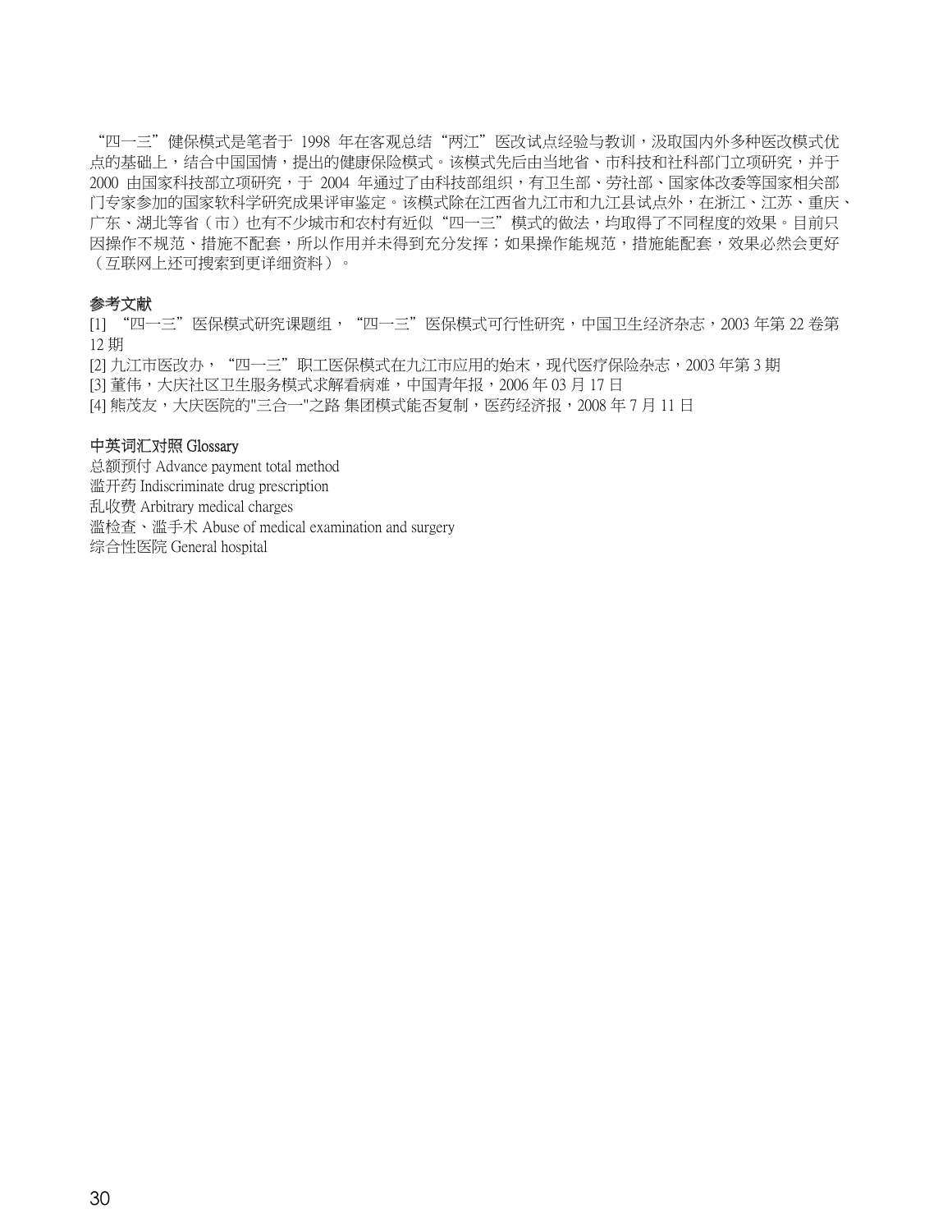“四一三”健保模式是笔者于 1998 年在客观总结“两江”医改试点经验与教训，汲取国内外多种医改模式优点的基础上，结合中国国情，提出的健康保险模式。该模式先后由当地省、市科技和社科部门立项研究，并于 2000 由国家科技部立项研究，于 2004 年通过了由科技部组织，有卫生部、劳社部、国家体改委等国家相关部门专家参加的国家软科学研究成果评审鉴定。该模式除在江西省九江市和九江县试点外，在浙江、江苏、重庆、广东、湖北等省（市）也有不少城市和农村有近似“四一三”模式的做法，均取得了不同程度的效果。目前只因操作不规范、措施不配套，所以作用并未得到充分发挥；如果操作能规范，措施能配套，效果必然会更好（互联网上还可搜索到更详细资料）。

**参考文献**

[1] “四一三”医保模式研究课题组，“四一三”医保模式可行性研究，中国卫生经济杂志，2003 年第 22 卷第 12 期

[2] 九江市医改办，“四一三”职工医保模式在九江市应用的始末，现代医疗保险杂志，2003 年第 3 期

[3] 董伟，大庆社区卫生服务模式求解看病难，中国青年报，2006 年 03 月 17 日

[4] 熊茂友，大庆医院的"三合一"之路 集团模式能否复制，医药经济报，2008 年 7 月 11 日

**中英词汇对照 Glossary**

总额预付 Advance payment total method
滥开药 Indiscriminate drug prescription
乱收费 Arbitrary medical charges
滥检查、滥手术 Abuse of medical examination and surgery
综合性医院 General hospital